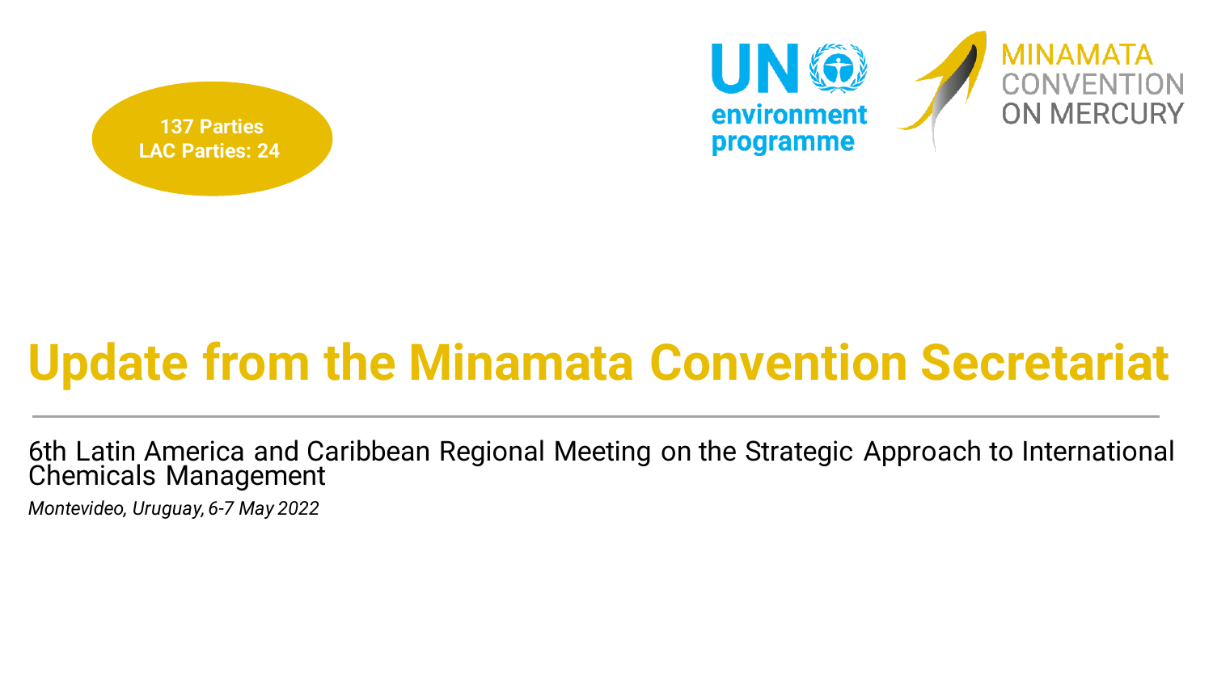**137 Parties**
**LAC Parties: 24**

UN environment programme

MINAMATA CONVENTION ON MERCURY

# Update from the Minamata Convention Secretariat

6th Latin America and Caribbean Regional Meeting on the Strategic Approach to International Chemicals Management

*Montevideo, Uruguay, 6-7 May 2022*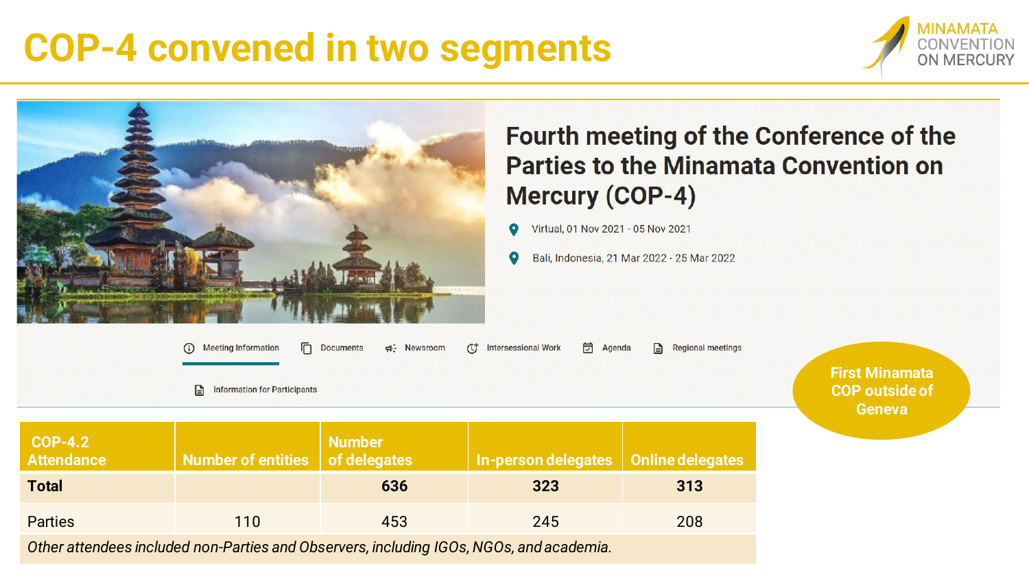# COP-4 convened in two segments

MINAMATA CONVENTION ON MERCURY

## Fourth meeting of the Conference of the Parties to the Minamata Convention on Mercury (COP-4)

- Virtual, 01 Nov 2021 - 05 Nov 2021
- Bali, Indonesia, 21 Mar 2022 - 25 Mar 2022

Meeting Information | Documents | Newsroom | Intersessional Work | Agenda | Regional meetings | Information for Participants

**First Minamata COP outside of Geneva**

| COP-4.2 Attendance | Number of entities | Number of delegates | In-person delegates | Online delegates |
|---|---|---|---|---|
| **Total** | | **636** | **323** | **313** |
| Parties | 110 | 453 | 245 | 208 |

*Other attendees included non-Parties and Observers, including IGOs, NGOs, and academia.*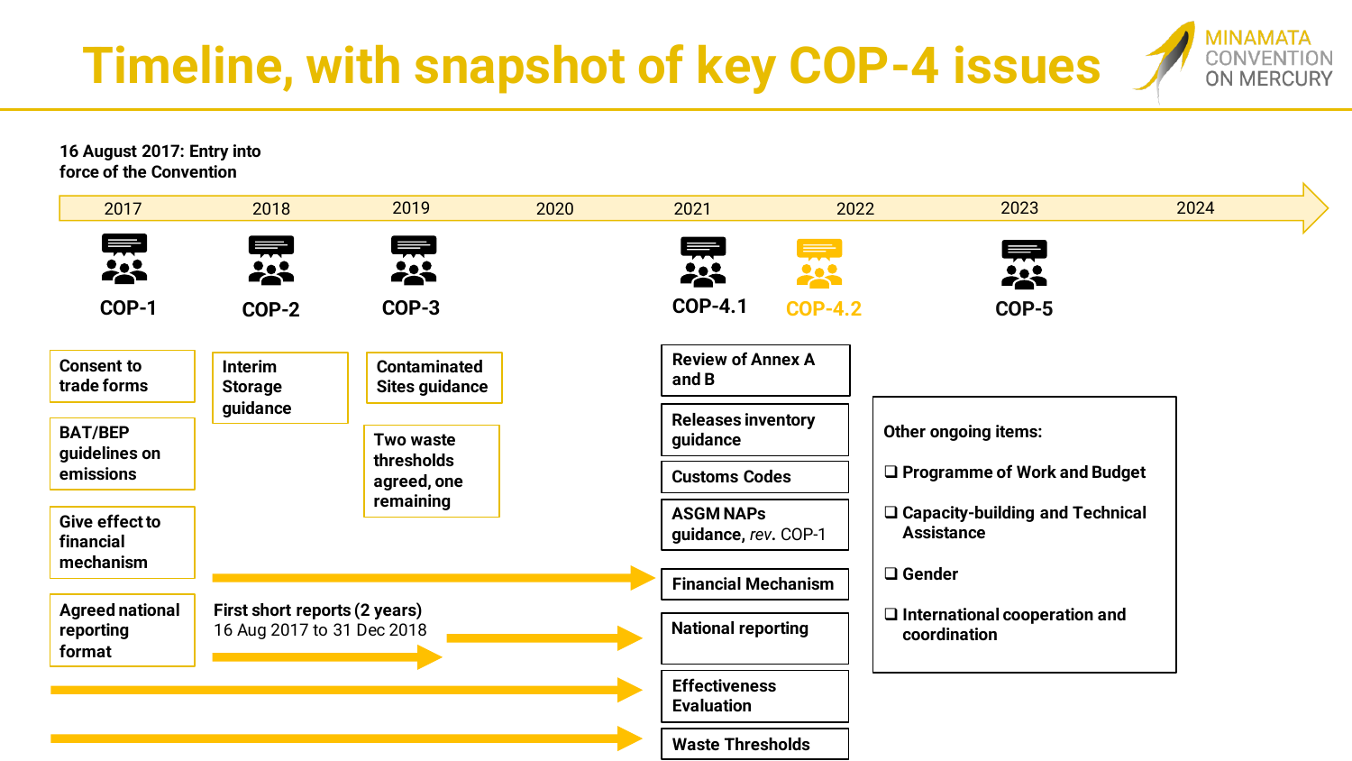# Timeline, with snapshot of key COP-4 issues

MINAMATA CONVENTION ON MERCURY

**16 August 2017: Entry into force of the Convention**

2017 | 2018 | 2019 | 2020 | 2021 | 2022 | 2023 | 2024

**COP-1** (2017)
- Consent to trade forms
- BAT/BEP guidelines on emissions
- Give effect to financial mechanism
- Agreed national reporting format

**COP-2** (2018)
- Interim Storage guidance
- First short reports (2 years) 16 Aug 2017 to 31 Dec 2018

**COP-3** (2019)
- Contaminated Sites guidance
- Two waste thresholds agreed, one remaining

**COP-4.1** (2021)
- Review of Annex A and B
- Releases inventory guidance
- Customs Codes
- ASGM NAPs guidance, *rev.* COP-1
- Financial Mechanism
- National reporting
- Effectiveness Evaluation
- Waste Thresholds

**COP-4.2** (2022)

**COP-5** (2023)

Other ongoing items:

- Programme of Work and Budget
- Capacity-building and Technical Assistance
- Gender
- International cooperation and coordination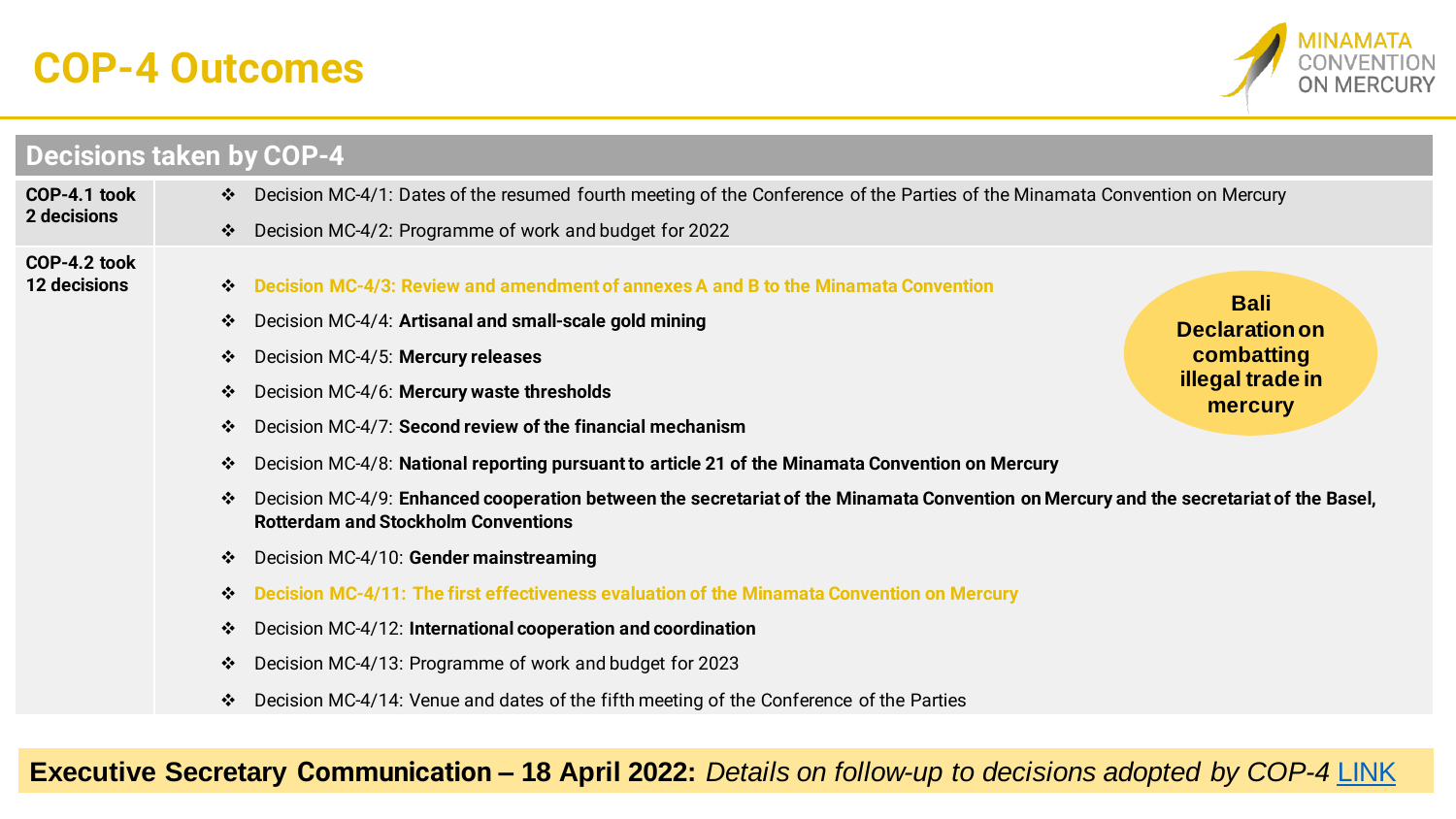# COP-4 Outcomes

MINAMATA CONVENTION ON MERCURY

## Decisions taken by COP-4

| | |
|---|---|
| **COP-4.1 took 2 decisions** | ❖ Decision MC-4/1: Dates of the resumed fourth meeting of the Conference of the Parties of the Minamata Convention on Mercury<br>❖ Decision MC-4/2: Programme of work and budget for 2022 |
| **COP-4.2 took 12 decisions** | ❖ **Decision MC-4/3: Review and amendment of annexes A and B to the Minamata Convention**<br>❖ Decision MC-4/4: **Artisanal and small-scale gold mining**<br>❖ Decision MC-4/5: **Mercury releases**<br>❖ Decision MC-4/6: **Mercury waste thresholds**<br>❖ Decision MC-4/7: **Second review of the financial mechanism**<br>❖ Decision MC-4/8: **National reporting pursuant to article 21 of the Minamata Convention on Mercury**<br>❖ Decision MC-4/9: **Enhanced cooperation between the secretariat of the Minamata Convention on Mercury and the secretariat of the Basel, Rotterdam and Stockholm Conventions**<br>❖ Decision MC-4/10: **Gender mainstreaming**<br>❖ **Decision MC-4/11: The first effectiveness evaluation of the Minamata Convention on Mercury**<br>❖ Decision MC-4/12: **International cooperation and coordination**<br>❖ Decision MC-4/13: Programme of work and budget for 2023<br>❖ Decision MC-4/14: Venue and dates of the fifth meeting of the Conference of the Parties |

**Bali Declaration on combatting illegal trade in mercury**

**Executive Secretary Communication – 18 April 2022:** *Details on follow-up to decisions adopted by COP-4* LINK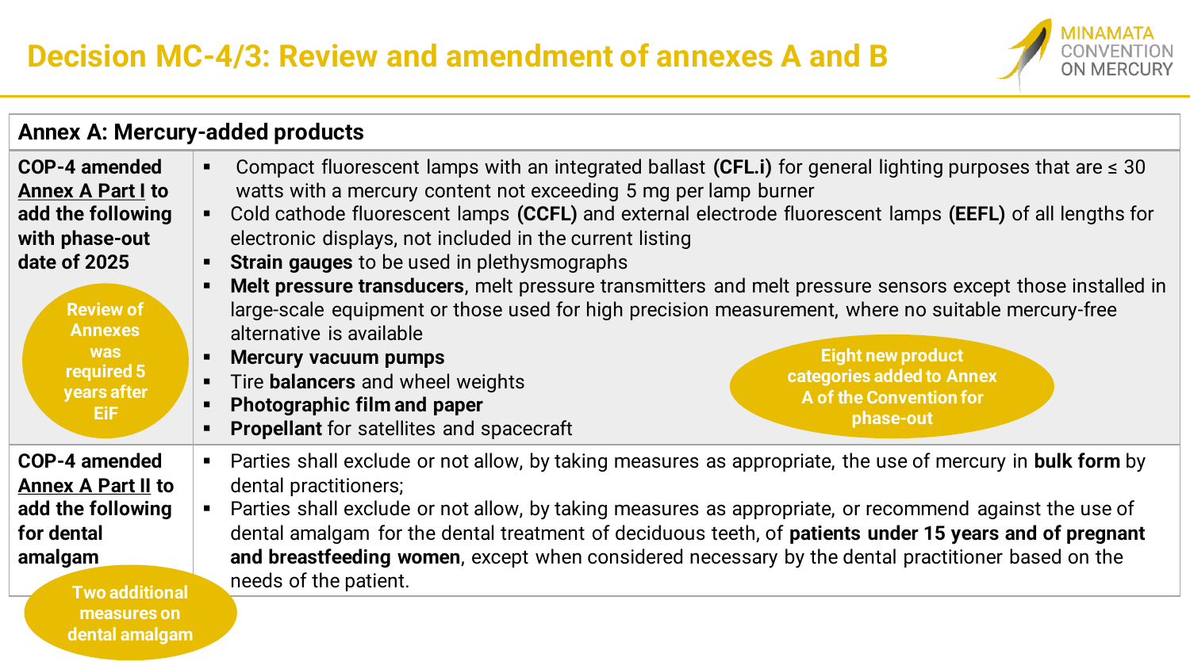# Decision MC-4/3: Review and amendment of annexes A and B

MINAMATA CONVENTION ON MERCURY

| Annex A: Mercury-added products | |
|---|---|
| **COP-4 amended Annex A Part I to add the following with phase-out date of 2025** | • Compact fluorescent lamps with an integrated ballast **(CFL.i)** for general lighting purposes that are ≤ 30 watts with a mercury content not exceeding 5 mg per lamp burner<br>• Cold cathode fluorescent lamps **(CCFL)** and external electrode fluorescent lamps **(EEFL)** of all lengths for electronic displays, not included in the current listing<br>• **Strain gauges** to be used in plethysmographs<br>• **Melt pressure transducers**, melt pressure transmitters and melt pressure sensors except those installed in large-scale equipment or those used for high precision measurement, where no suitable mercury-free alternative is available<br>• **Mercury vacuum pumps**<br>• Tire **balancers** and wheel weights<br>• **Photographic film and paper**<br>• **Propellant** for satellites and spacecraft |
| **COP-4 amended Annex A Part II to add the following for dental amalgam** | • Parties shall exclude or not allow, by taking measures as appropriate, the use of mercury in **bulk form** by dental practitioners;<br>• Parties shall exclude or not allow, by taking measures as appropriate, or recommend against the use of dental amalgam for the dental treatment of deciduous teeth, of **patients under 15 years and of pregnant and breastfeeding women**, except when considered necessary by the dental practitioner based on the needs of the patient. |

Review of Annexes was required 5 years after EiF

Eight new product categories added to Annex A of the Convention for phase-out

Two additional measures on dental amalgam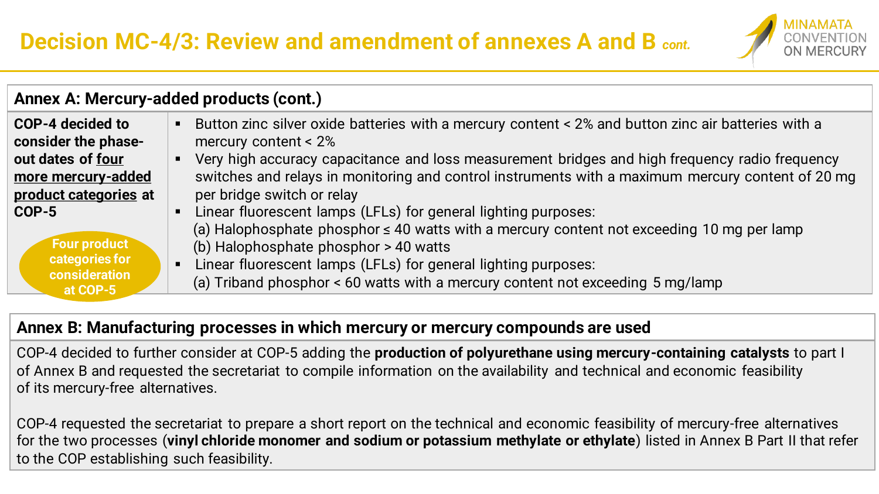# Decision MC-4/3: Review and amendment of annexes A and B *cont.*

## Annex A: Mercury-added products (cont.)

**COP-4 decided to consider the phase-out dates of <u>four more mercury-added product categories</u> at COP-5**

**Four product categories for consideration at COP-5**

- Button zinc silver oxide batteries with a mercury content < 2% and button zinc air batteries with a mercury content < 2%
- Very high accuracy capacitance and loss measurement bridges and high frequency radio frequency switches and relays in monitoring and control instruments with a maximum mercury content of 20 mg per bridge switch or relay
- Linear fluorescent lamps (LFLs) for general lighting purposes:
  (a) Halophosphate phosphor ≤ 40 watts with a mercury content not exceeding 10 mg per lamp
  (b) Halophosphate phosphor > 40 watts
- Linear fluorescent lamps (LFLs) for general lighting purposes:
  (a) Triband phosphor < 60 watts with a mercury content not exceeding 5 mg/lamp

## Annex B: Manufacturing processes in which mercury or mercury compounds are used

COP-4 decided to further consider at COP-5 adding the **production of polyurethane using mercury-containing catalysts** to part I of Annex B and requested the secretariat to compile information on the availability and technical and economic feasibility of its mercury-free alternatives.

COP-4 requested the secretariat to prepare a short report on the technical and economic feasibility of mercury-free alternatives for the two processes (**vinyl chloride monomer and sodium or potassium methylate or ethylate**) listed in Annex B Part II that refer to the COP establishing such feasibility.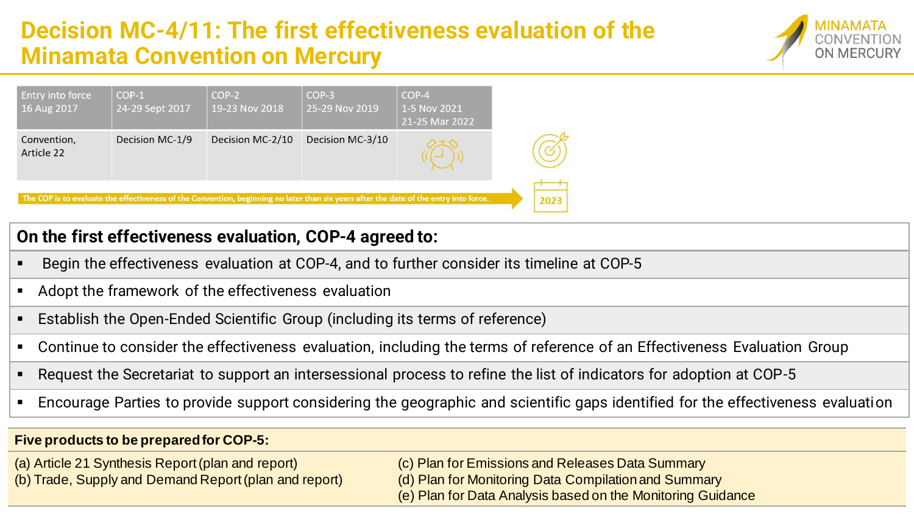# Decision MC-4/11: The first effectiveness evaluation of the Minamata Convention on Mercury

MINAMATA CONVENTION ON MERCURY

| Entry into force 16 Aug 2017 | COP-1 24-29 Sept 2017 | COP-2 19-23 Nov 2018 | COP-3 25-29 Nov 2019 | COP-4 1-5 Nov 2021 21-25 Mar 2022 |
|---|---|---|---|---|
| Convention, Article 22 | Decision MC-1/9 | Decision MC-2/10 | Decision MC-3/10 | |

The COP is to evaluate the effectiveness of the Convention, beginning no later than six years after the date of the entry into force.

2023

## On the first effectiveness evaluation, COP-4 agreed to:

- Begin the effectiveness evaluation at COP-4, and to further consider its timeline at COP-5
- Adopt the framework of the effectiveness evaluation
- Establish the Open-Ended Scientific Group (including its terms of reference)
- Continue to consider the effectiveness evaluation, including the terms of reference of an Effectiveness Evaluation Group
- Request the Secretariat to support an intersessional process to refine the list of indicators for adoption at COP-5
- Encourage Parties to provide support considering the geographic and scientific gaps identified for the effectiveness evaluation

**Five products to be prepared for COP-5:**

(a) Article 21 Synthesis Report (plan and report)
(b) Trade, Supply and Demand Report (plan and report)
(c) Plan for Emissions and Releases Data Summary
(d) Plan for Monitoring Data Compilation and Summary
(e) Plan for Data Analysis based on the Monitoring Guidance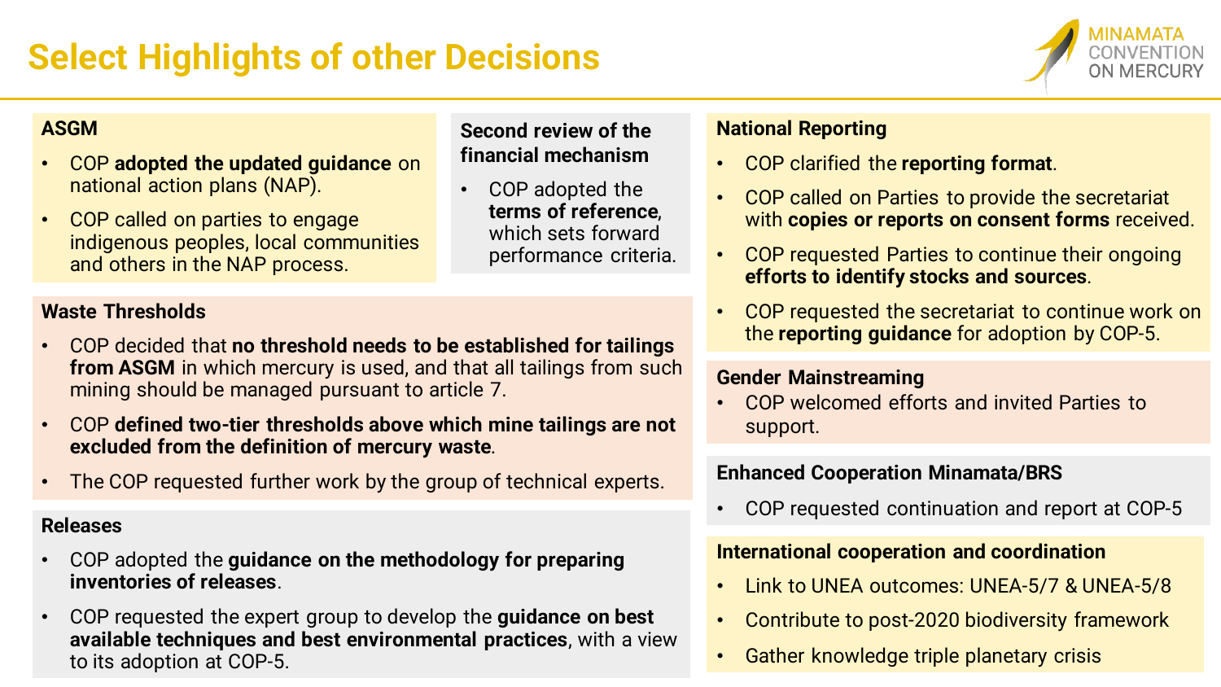# Select Highlights of other Decisions

MINAMATA CONVENTION ON MERCURY

### ASGM

- COP **adopted the updated guidance** on national action plans (NAP).
- COP called on parties to engage indigenous peoples, local communities and others in the NAP process.

### Second review of the financial mechanism

- COP adopted the **terms of reference**, which sets forward performance criteria.

### Waste Thresholds

- COP decided that **no threshold needs to be established for tailings from ASGM** in which mercury is used, and that all tailings from such mining should be managed pursuant to article 7.
- COP **defined two-tier thresholds above which mine tailings are not excluded from the definition of mercury waste**.
- The COP requested further work by the group of technical experts.

### Releases

- COP adopted the **guidance on the methodology for preparing inventories of releases**.
- COP requested the expert group to develop the **guidance on best available techniques and best environmental practices**, with a view to its adoption at COP-5.

### National Reporting

- COP clarified the **reporting format**.
- COP called on Parties to provide the secretariat with **copies or reports on consent forms** received.
- COP requested Parties to continue their ongoing **efforts to identify stocks and sources**.
- COP requested the secretariat to continue work on the **reporting guidance** for adoption by COP-5.

### Gender Mainstreaming

- COP welcomed efforts and invited Parties to support.

### Enhanced Cooperation Minamata/BRS

- COP requested continuation and report at COP-5

### International cooperation and coordination

- Link to UNEA outcomes: UNEA-5/7 & UNEA-5/8
- Contribute to post-2020 biodiversity framework
- Gather knowledge triple planetary crisis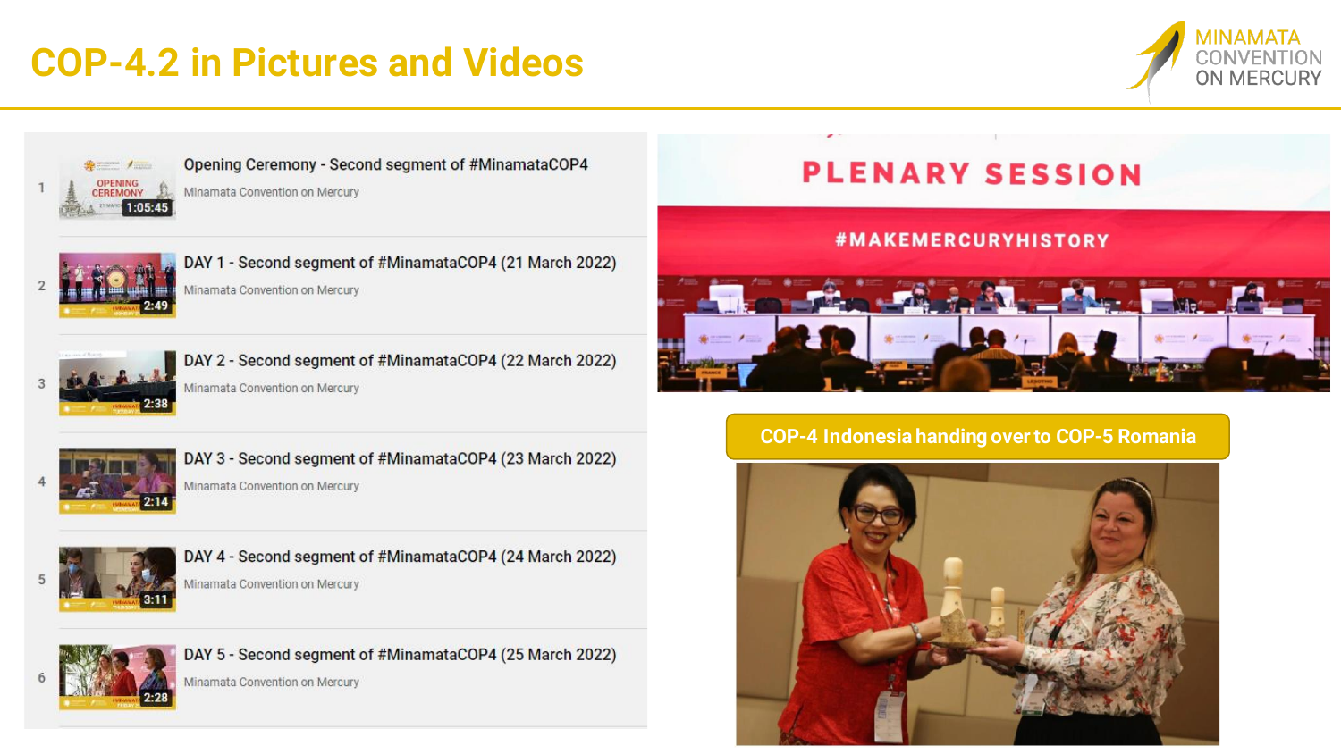# COP-4.2 in Pictures and Videos

1. Opening Ceremony - Second segment of #MinamataCOP4
   Minamata Convention on Mercury (1:05:45)
2. DAY 1 - Second segment of #MinamataCOP4 (21 March 2022)
   Minamata Convention on Mercury (2:49)
3. DAY 2 - Second segment of #MinamataCOP4 (22 March 2022)
   Minamata Convention on Mercury (2:38)
4. DAY 3 - Second segment of #MinamataCOP4 (23 March 2022)
   Minamata Convention on Mercury (2:14)
5. DAY 4 - Second segment of #MinamataCOP4 (24 March 2022)
   Minamata Convention on Mercury (3:11)
6. DAY 5 - Second segment of #MinamataCOP4 (25 March 2022)
   Minamata Convention on Mercury (2:28)

PLENARY SESSION

#MAKEMERCURYHISTORY

COP-4 Indonesia handing over to COP-5 Romania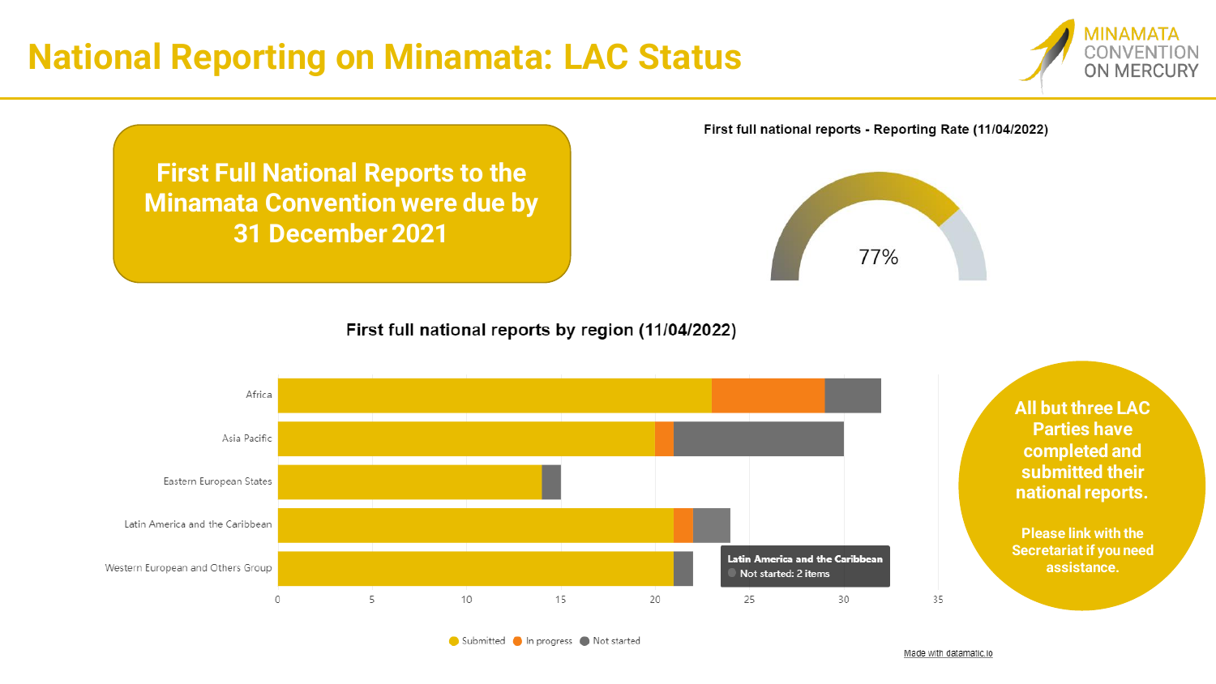# National Reporting on Minamata: LAC Status

MINAMATA CONVENTION ON MERCURY

**First Full National Reports to the Minamata Convention were due by 31 December 2021**

First full national reports - Reporting Rate (11/04/2022)

77%

First full national reports by region (11/04/2022)

| Region | Submitted | In progress | Not started |
|---|---|---|---|
| Africa | 23 | 6 | 3 |
| Asia Pacific | 20 | 1 | 9 |
| Eastern European States | 14 | | 1 |
| Latin America and the Caribbean | 21 | 1 | 2 |
| Western European and Others Group | 21 | | 1 |

Latin America and the Caribbean
Not started: 2 items

Submitted · In progress · Not started

Made with datamatic.io

**All but three LAC Parties have completed and submitted their national reports.**

**Please link with the Secretariat if you need assistance.**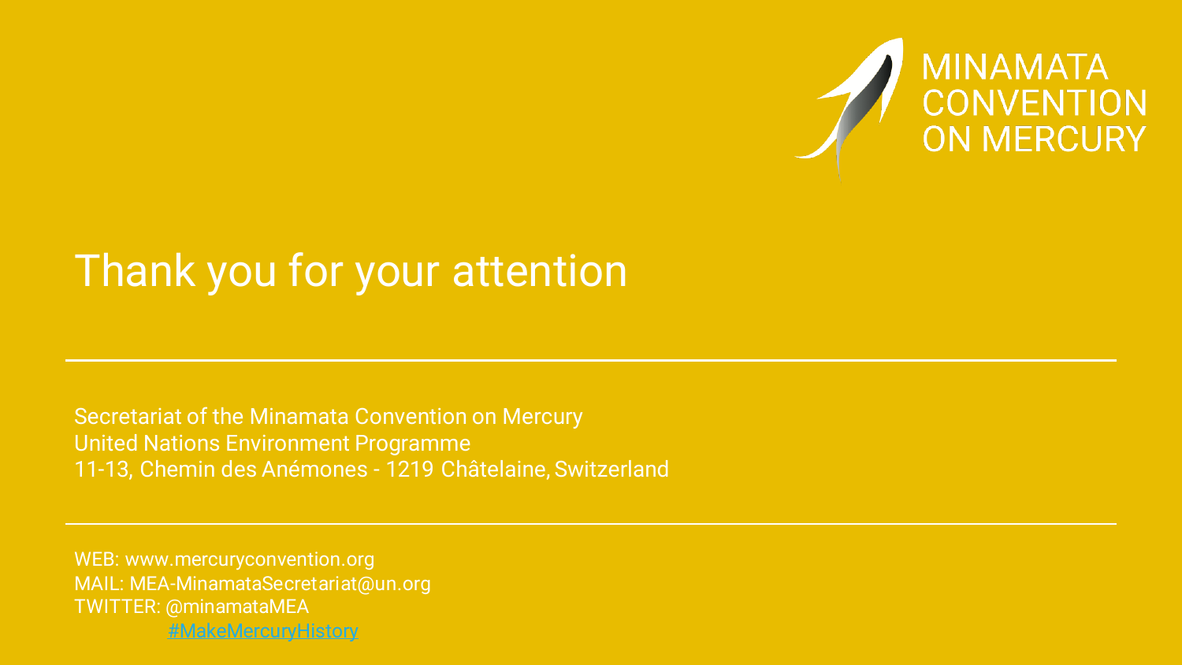MINAMATA CONVENTION ON MERCURY

# Thank you for your attention

---

Secretariat of the Minamata Convention on Mercury
United Nations Environment Programme
11-13, Chemin des Anémones - 1219 Châtelaine, Switzerland

---

WEB: www.mercuryconvention.org
MAIL: MEA-MinamataSecretariat@un.org
TWITTER: @minamataMEA
#MakeMercuryHistory